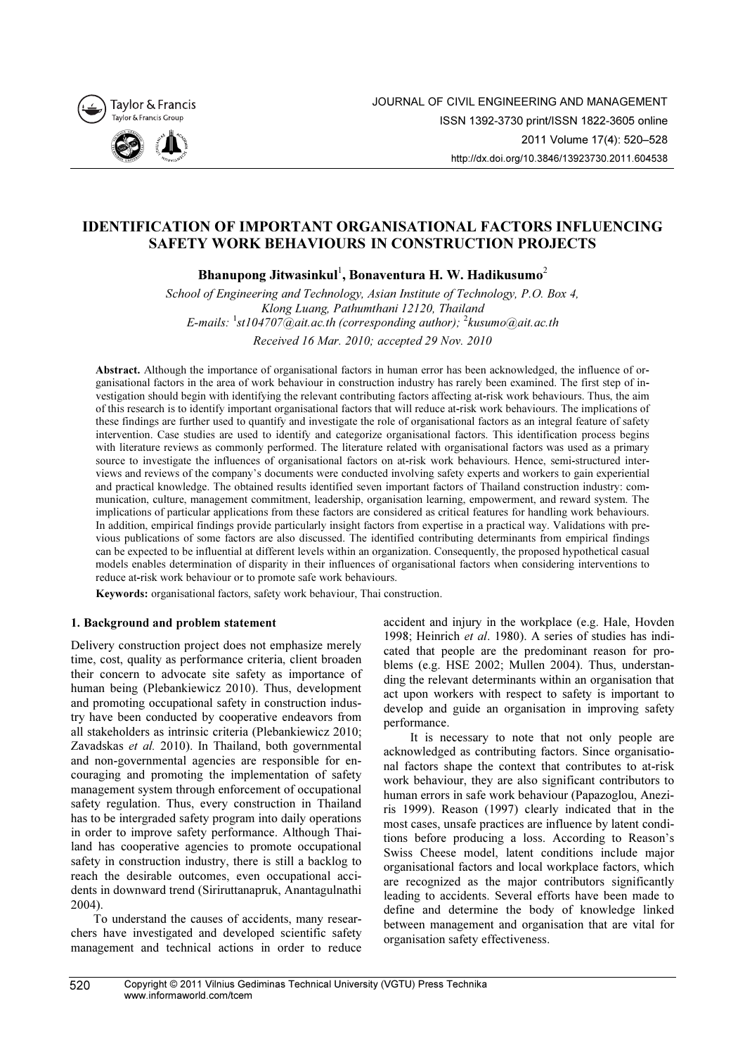# IDENTIFICATION OF IMPORTANT ORGANISATIONAL FACTORS INFLUENCING SAFETY WORK BEHAVIOURS IN CONSTRUCTION PROJECTS

**Bhanupong Jitwasinkul[1], Bonaventura H. W. Hadikusumo[2]**

*School of Engineering and Technology, Asian Institute of Technology, P.O. Box 4, Klong Luang, Pathumthani 12120, Thailand*
*E-mails: [1]st104707@ait.ac.th (corresponding author); [2]kusumo@ait.ac.th*

*Received 16 Mar. 2010; accepted 29 Nov. 2010*

**Abstract.** Although the importance of organisational factors in human error has been acknowledged, the influence of organisational factors in the area of work behaviour in construction industry has rarely been examined. The first step of investigation should begin with identifying the relevant contributing factors affecting at-risk work behaviours. Thus, the aim of this research is to identify important organisational factors that will reduce at-risk work behaviours. The implications of these findings are further used to quantify and investigate the role of organisational factors as an integral feature of safety intervention. Case studies are used to identify and categorize organisational factors. This identification process begins with literature reviews as commonly performed. The literature related with organisational factors was used as a primary source to investigate the influences of organisational factors on at-risk work behaviours. Hence, semi-structured interviews and reviews of the company's documents were conducted involving safety experts and workers to gain experiential and practical knowledge. The obtained results identified seven important factors of Thailand construction industry: communication, culture, management commitment, leadership, organisation learning, empowerment, and reward system. The implications of particular applications from these factors are considered as critical features for handling work behaviours. In addition, empirical findings provide particularly insight factors from expertise in a practical way. Validations with previous publications of some factors are also discussed. The identified contributing determinants from empirical findings can be expected to be influential at different levels within an organization. Consequently, the proposed hypothetical casual models enables determination of disparity in their influences of organisational factors when considering interventions to reduce at-risk work behaviour or to promote safe work behaviours.

**Keywords:** organisational factors, safety work behaviour, Thai construction.

## 1. Background and problem statement

Delivery construction project does not emphasize merely time, cost, quality as performance criteria, client broaden their concern to advocate site safety as importance of human being (Plebankiewicz 2010). Thus, development and promoting occupational safety in construction industry have been conducted by cooperative endeavors from all stakeholders as intrinsic criteria (Plebankiewicz 2010; Zavadskas *et al.* 2010). In Thailand, both governmental and non-governmental agencies are responsible for encouraging and promoting the implementation of safety management system through enforcement of occupational safety regulation. Thus, every construction in Thailand has to be intergraded safety program into daily operations in order to improve safety performance. Although Thailand has cooperative agencies to promote occupational safety in construction industry, there is still a backlog to reach the desirable outcomes, even occupational accidents in downward trend (Siriruttanapruk, Anantagulnathi 2004).

To understand the causes of accidents, many researchers have investigated and developed scientific safety management and technical actions in order to reduce accident and injury in the workplace (e.g. Hale, Hovden 1998; Heinrich *et al*. 1980). A series of studies has indicated that people are the predominant reason for problems (e.g. HSE 2002; Mullen 2004). Thus, understanding the relevant determinants within an organisation that act upon workers with respect to safety is important to develop and guide an organisation in improving safety performance.

It is necessary to note that not only people are acknowledged as contributing factors. Since organisational factors shape the context that contributes to at-risk work behaviour, they are also significant contributors to human errors in safe work behaviour (Papazoglou, Aneziris 1999). Reason (1997) clearly indicated that in the most cases, unsafe practices are influence by latent conditions before producing a loss. According to Reason's Swiss Cheese model, latent conditions include major organisational factors and local workplace factors, which are recognized as the major contributors significantly leading to accidents. Several efforts have been made to define and determine the body of knowledge linked between management and organisation that are vital for organisation safety effectiveness.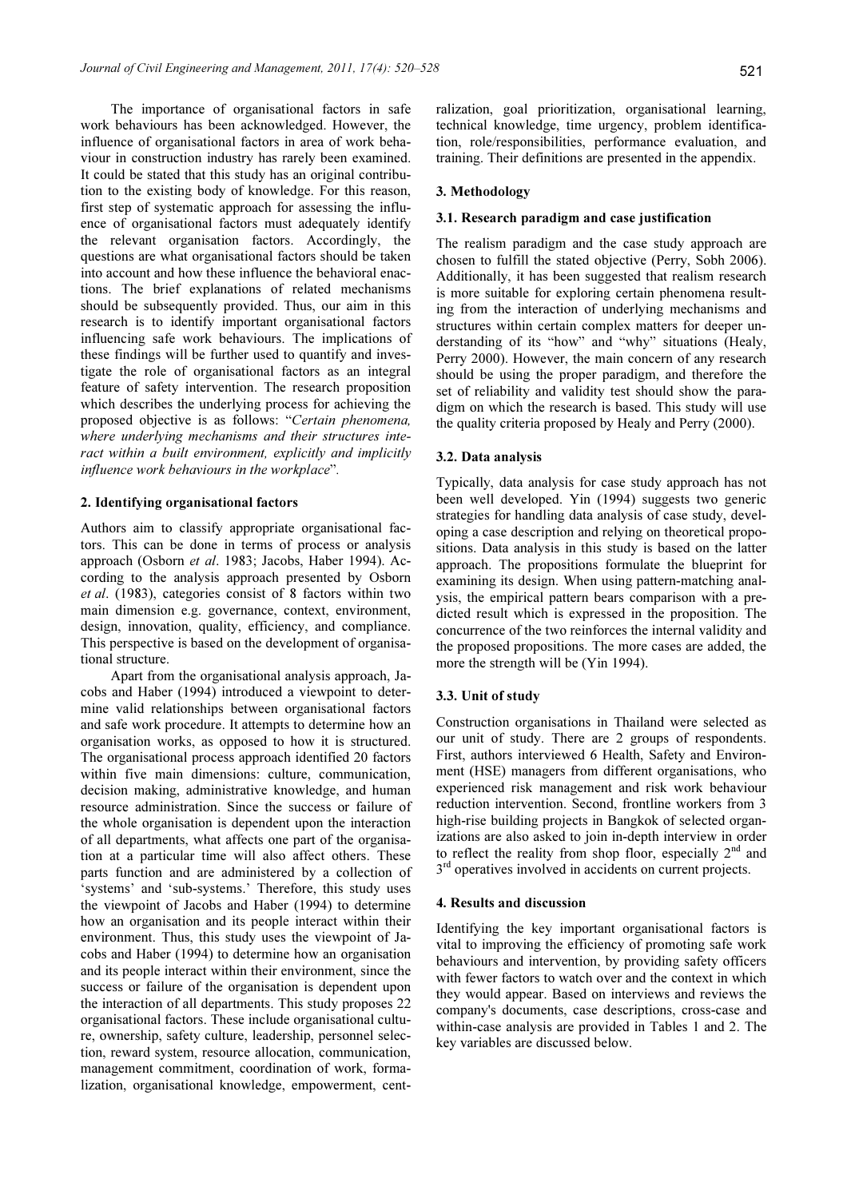The importance of organisational factors in safe work behaviours has been acknowledged. However, the influence of organisational factors in area of work behaviour in construction industry has rarely been examined. It could be stated that this study has an original contribution to the existing body of knowledge. For this reason, first step of systematic approach for assessing the influence of organisational factors must adequately identify the relevant organisation factors. Accordingly, the questions are what organisational factors should be taken into account and how these influence the behavioral enactions. The brief explanations of related mechanisms should be subsequently provided. Thus, our aim in this research is to identify important organisational factors influencing safe work behaviours. The implications of these findings will be further used to quantify and investigate the role of organisational factors as an integral feature of safety intervention. The research proposition which describes the underlying process for achieving the proposed objective is as follows: "*Certain phenomena, where underlying mechanisms and their structures interact within a built environment, explicitly and implicitly influence work behaviours in the workplace*".

## 2. Identifying organisational factors

Authors aim to classify appropriate organisational factors. This can be done in terms of process or analysis approach (Osborn *et al*. 1983; Jacobs, Haber 1994). According to the analysis approach presented by Osborn *et al*. (1983), categories consist of 8 factors within two main dimension e.g. governance, context, environment, design, innovation, quality, efficiency, and compliance. This perspective is based on the development of organisational structure.

Apart from the organisational analysis approach, Jacobs and Haber (1994) introduced a viewpoint to determine valid relationships between organisational factors and safe work procedure. It attempts to determine how an organisation works, as opposed to how it is structured. The organisational process approach identified 20 factors within five main dimensions: culture, communication, decision making, administrative knowledge, and human resource administration. Since the success or failure of the whole organisation is dependent upon the interaction of all departments, what affects one part of the organisation at a particular time will also affect others. These parts function and are administered by a collection of 'systems' and 'sub-systems.' Therefore, this study uses the viewpoint of Jacobs and Haber (1994) to determine how an organisation and its people interact within their environment. Thus, this study uses the viewpoint of Jacobs and Haber (1994) to determine how an organisation and its people interact within their environment, since the success or failure of the organisation is dependent upon the interaction of all departments. This study proposes 22 organisational factors. These include organisational culture, ownership, safety culture, leadership, personnel selection, reward system, resource allocation, communication, management commitment, coordination of work, formalization, organisational knowledge, empowerment, centralization, goal prioritization, organisational learning, technical knowledge, time urgency, problem identification, role/responsibilities, performance evaluation, and training. Their definitions are presented in the appendix.

## 3. Methodology

### 3.1. Research paradigm and case justification

The realism paradigm and the case study approach are chosen to fulfill the stated objective (Perry, Sobh 2006). Additionally, it has been suggested that realism research is more suitable for exploring certain phenomena resulting from the interaction of underlying mechanisms and structures within certain complex matters for deeper understanding of its "how" and "why" situations (Healy, Perry 2000). However, the main concern of any research should be using the proper paradigm, and therefore the set of reliability and validity test should show the paradigm on which the research is based. This study will use the quality criteria proposed by Healy and Perry (2000).

### 3.2. Data analysis

Typically, data analysis for case study approach has not been well developed. Yin (1994) suggests two generic strategies for handling data analysis of case study, developing a case description and relying on theoretical propositions. Data analysis in this study is based on the latter approach. The propositions formulate the blueprint for examining its design. When using pattern-matching analysis, the empirical pattern bears comparison with a predicted result which is expressed in the proposition. The concurrence of the two reinforces the internal validity and the proposed propositions. The more cases are added, the more the strength will be (Yin 1994).

### 3.3. Unit of study

Construction organisations in Thailand were selected as our unit of study. There are 2 groups of respondents. First, authors interviewed 6 Health, Safety and Environment (HSE) managers from different organisations, who experienced risk management and risk work behaviour reduction intervention. Second, frontline workers from 3 high-rise building projects in Bangkok of selected organizations are also asked to join in-depth interview in order to reflect the reality from shop floor, especially 2nd and 3rd operatives involved in accidents on current projects.

## 4. Results and discussion

Identifying the key important organisational factors is vital to improving the efficiency of promoting safe work behaviours and intervention, by providing safety officers with fewer factors to watch over and the context in which they would appear. Based on interviews and reviews the company's documents, case descriptions, cross-case and within-case analysis are provided in Tables 1 and 2. The key variables are discussed below.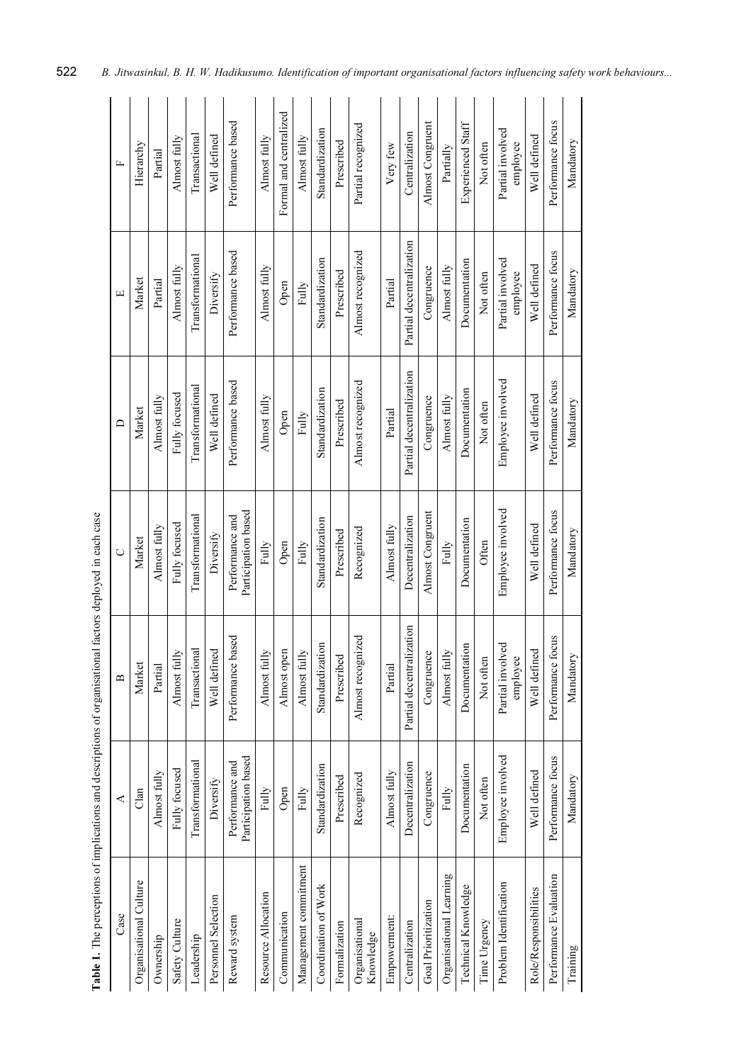**Table 1.** The perceptions of implications and descriptions of organisational factors deployed in each case

| Case | A | B | C | D | E | F |
|---|---|---|---|---|---|---|
| Organisational Culture | Clan | Market | Market | Market | Market | Hierarchy |
| Ownership | Almost fully | Partial | Almost fully | Almost fully | Partial | Partial |
| Safety Culture | Fully focused | Almost fully | Fully focused | Fully focused | Almost fully | Almost fully |
| Leadership | Transformational | Transactional | Transformational | Transformational | Transformational | Transactional |
| Personnel Selection | Diversify | Well defined | Diversify | Well defined | Diversify | Well defined |
| Reward system | Performance and Participation based | Performance based | Performance and Participation based | Performance based | Performance based | Performance based |
| Resource Allocation | Fully | Almost fully | Fully | Almost fully | Almost fully | Almost fully |
| Communication | Open | Almost open | Open | Open | Open | Formal and centralized |
| Management commitment | Fully | Almost fully | Fully | Fully | Fully | Almost fully |
| Coordination of Work | Standardization | Standardization | Standardization | Standardization | Standardization | Standardization |
| Formalization | Prescribed | Prescribed | Prescribed | Prescribed | Prescribed | Prescribed |
| Organisational Knowledge | Recognized | Almost recognized | Recognized | Almost recognized | Almost recognized | Partial recognized |
| Empowerment: | Almost fully | Partial | Almost fully | Partial | Partial | Very few |
| Centralization | Decentralization | Partial decentralization | Decentralization | Partial decentralization | Partial decentralization | Centralization |
| Goal Prioritization | Congruence | Congruence | Almost Congruent | Congruence | Congruence | Almost Congruent |
| Organisational Learning | Fully | Almost fully | Fully | Almost fully | Almost fully | Partially |
| Technical Knowledge | Documentation | Documentation | Documentation | Documentation | Documentation | Experienced Staff |
| Time Urgency | Not often | Not often | Often | Not often | Not often | Not often |
| Problem Identification | Employee involved | Partial involved employee | Employee involved | Employee involved | Partial involved employee | Partial involved employee |
| Role/Responsibilities | Well defined | Well defined | Well defined | Well defined | Well defined | Well defined |
| Performance Evaluation | Performance focus | Performance focus | Performance focus | Performance focus | Performance focus | Performance focus |
| Training | Mandatory | Mandatory | Mandatory | Mandatory | Mandatory | Mandatory |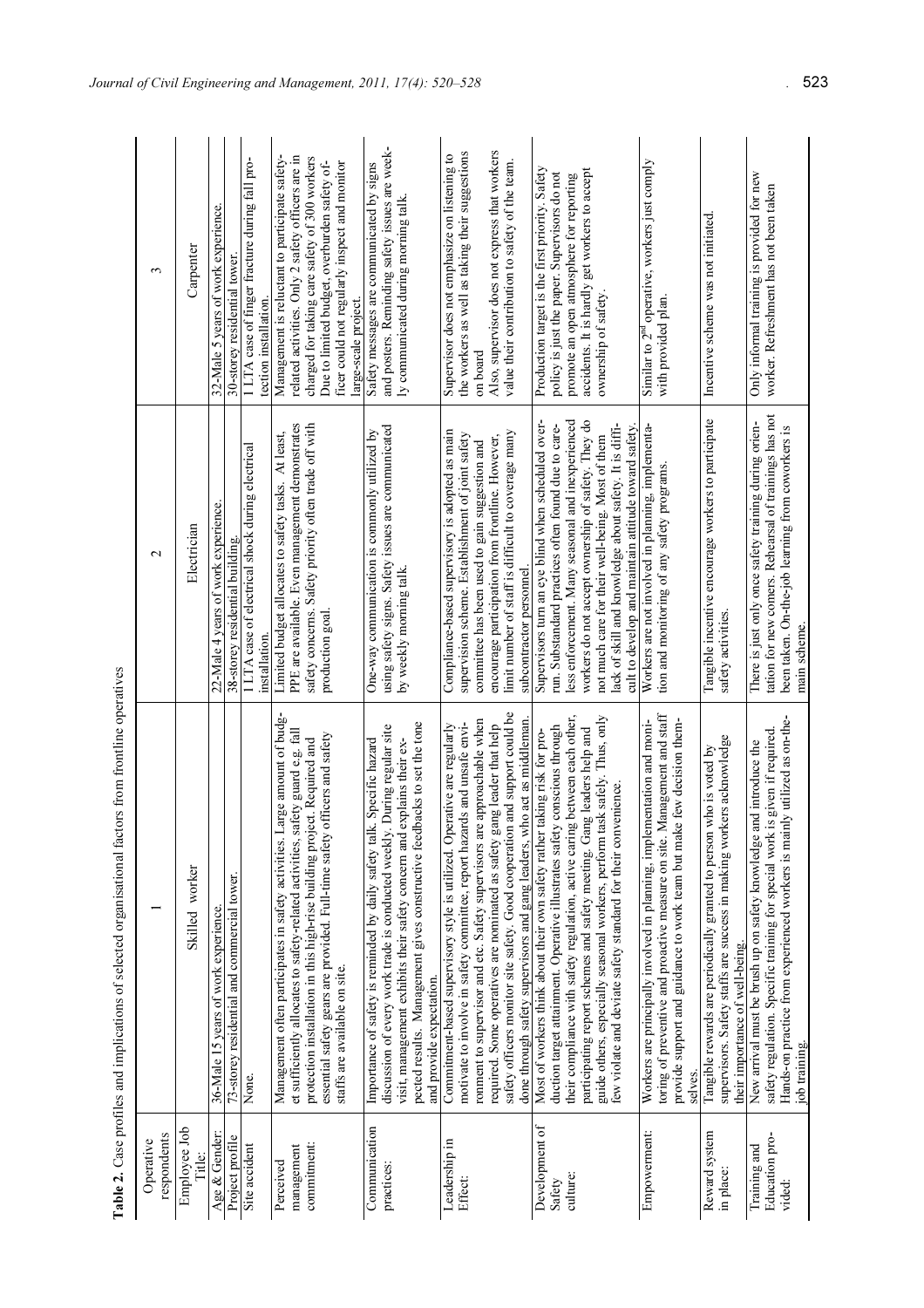**Table 2.** Case profiles and implications of selected organisational factors from frontline operatives

| Operative respondents | 1 | 2 | 3 |
|---|---|---|---|
| Employee Job Title: | Skilled worker | Electrician | Carpenter |
| Age & Gender: | 36-Male 15 years of work experience. | 22-Male 4 years of work experience. | 32-Male 5 years of work experience. |
| Project profile | 73-storey residential and commercial tower. | 38-storey residential building. | 30-storey residential tower. |
| Site accident | None. | 1 LTA case of electrical shock during electrical installation. | 1 LTA case of finger fracture during fall protection installation. |
| Perceived management commitment: | Management often participates in safety activities. Large amount of budget sufficiently allocates to safety-related activities, safety guard e.g. fall protection installation in this high-rise building project. Required and essential safety gears are provided. Full-time safety officers and safety staffs are available on site. | Limited budget allocates to safety tasks. At least, PPE are available. Even management demonstrates safety concerns. Safety priority often trade off with production goal. | Management is reluctant to participate safety-related activities. Only 2 safety officers are in charged for taking care safety of 300 workers Due to limited budget, overburden safety officer could not regularly inspect and monitor large-scale project. |
| Communication practices: | Importance of safety is reminded by daily safety talk. Specific hazard discussion of every work trade is conducted weekly. During regular site visit, management exhibits their safety concern and explains their expected results. Management gives constructive feedbacks to set the tone and provide expectation. | One-way communication is commonly utilized by using safety signs. Safety issues are communicated by weekly morning talk. | Safety messages are communicated by signs and posters. Reminding safety issues are weekly communicated during morning talk. |
| Leadership in Effect: | Commitment-based supervisory style is utilized. Operative are regularly motivate to involve in safety committee, report hazards and unsafe environment to supervisor and etc. Safety supervisors are approachable when required. Some operatives are nominated as safety gang leader that help safety officers monitor site safety. Good cooperation and support could be done through safety supervisors and gang leaders, who act as middleman. | Compliance-based supervisory is adopted as main supervision scheme. Establishment of joint safety committee has been used to gain suggestion and encourage participation from frontline. However, limit number of staff is difficult to coverage many subcontractor personnel. | Supervisor does not emphasize on listening to the workers as well as taking their suggestions on board<br>Also, supervisor does not express that workers value their contribution to safety of the team. |
| Development of Safety culture: | Most of workers think about their own safety rather taking risk for production target attainment. Operative illustrates safety conscious through their compliance with safety regulation, active caring between each other, participating report schemes and safety meeting. Gang leaders help and guide others, especially seasonal workers, perform task safely. Thus, only few violate and deviate safety standard for their convenience. | Supervisors turn an eye blind when scheduled overrun. Substandard practices often found due to careless enforcement. Many seasonal and inexperienced workers do not accept ownership of safety. They do not much care for their well-being. Most of them lack of skill and knowledge about safety. It is difficult to develop and maintain attitude toward safety. | Production target is the first priority. Safety policy is just the paper. Supervisors do not promote an open atmosphere for reporting accidents. It is hardly get workers to accept ownership of safety. |
| Empowerment: | Workers are principally involved in planning, implementation and monitoring of preventive and proactive measure on site. Management and staff provide support and guidance to work team but make few decision themselves. | Workers are not involved in planning, implementation and monitoring of any safety programs. | Similar to 2$^{nd}$ operative, workers just comply with provided plan. |
| Reward system in place: | Tangible rewards are periodically granted to person who is voted by supervisors. Safety staffs are success in making workers acknowledge their importance of well-being. | Tangible incentive encourage workers to participate safety activities. | Incentive scheme was not initiated. |
| Training and Education provided: | New arrival must be brush up on safety knowledge and introduce the safety regulation. Specific training for special work is given if required. Hands-on practice from experienced workers is mainly utilized as on-the-job training. | There is just only once safety training during orientation for new comers. Rehearsal of trainings has not been taken. On-the-job learning from coworkers is main scheme. | Only informal training is provided for new worker. Refreshment has not been taken |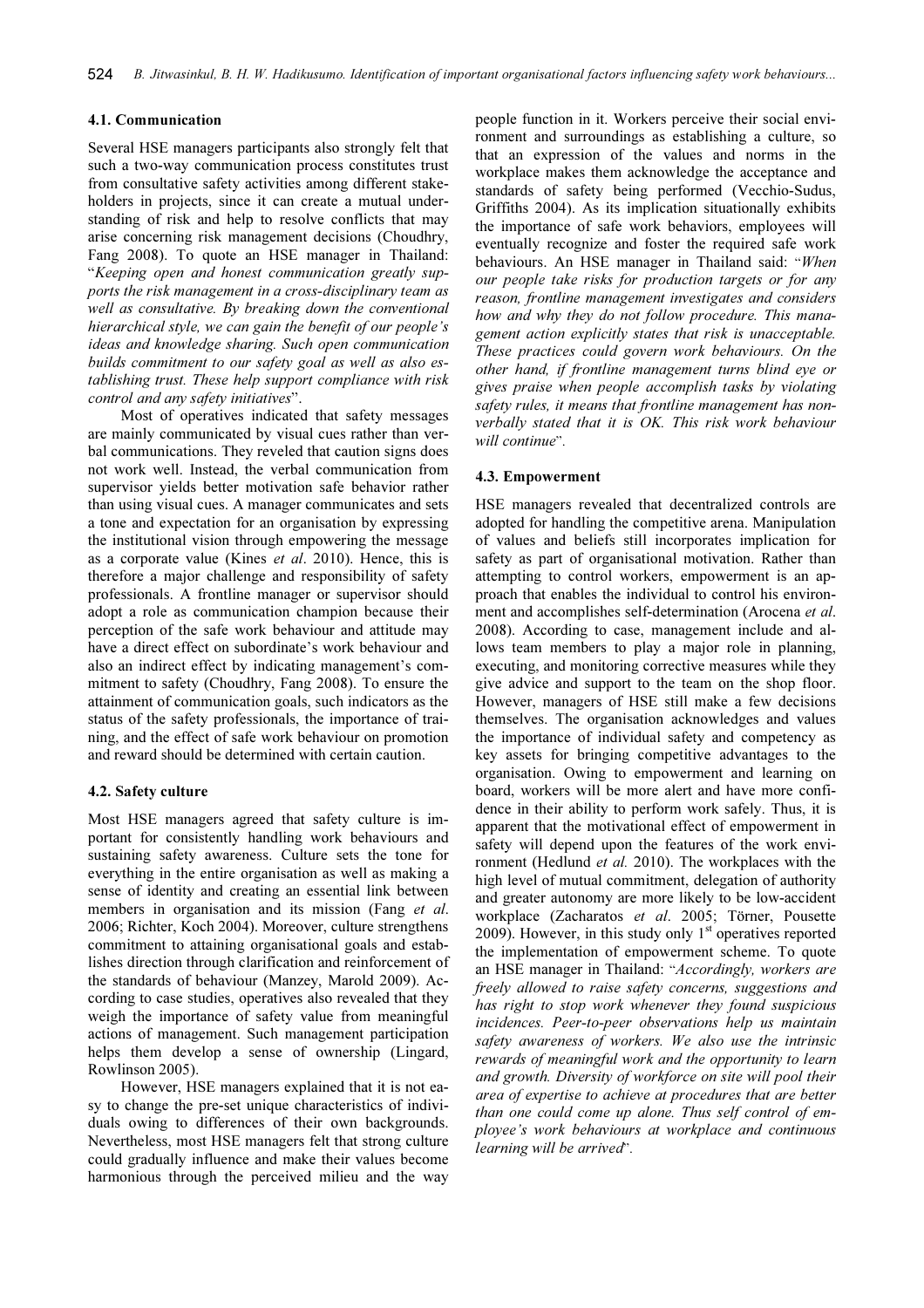### 4.1. Communication

Several HSE managers participants also strongly felt that such a two-way communication process constitutes trust from consultative safety activities among different stakeholders in projects, since it can create a mutual understanding of risk and help to resolve conflicts that may arise concerning risk management decisions (Choudhry, Fang 2008). To quote an HSE manager in Thailand: "*Keeping open and honest communication greatly supports the risk management in a cross-disciplinary team as well as consultative. By breaking down the conventional hierarchical style, we can gain the benefit of our people's ideas and knowledge sharing. Such open communication builds commitment to our safety goal as well as also establishing trust. These help support compliance with risk control and any safety initiatives*".

Most of operatives indicated that safety messages are mainly communicated by visual cues rather than verbal communications. They reveled that caution signs does not work well. Instead, the verbal communication from supervisor yields better motivation safe behavior rather than using visual cues. A manager communicates and sets a tone and expectation for an organisation by expressing the institutional vision through empowering the message as a corporate value (Kines *et al*. 2010). Hence, this is therefore a major challenge and responsibility of safety professionals. A frontline manager or supervisor should adopt a role as communication champion because their perception of the safe work behaviour and attitude may have a direct effect on subordinate's work behaviour and also an indirect effect by indicating management's commitment to safety (Choudhry, Fang 2008). To ensure the attainment of communication goals, such indicators as the status of the safety professionals, the importance of training, and the effect of safe work behaviour on promotion and reward should be determined with certain caution.

### 4.2. Safety culture

Most HSE managers agreed that safety culture is important for consistently handling work behaviours and sustaining safety awareness. Culture sets the tone for everything in the entire organisation as well as making a sense of identity and creating an essential link between members in organisation and its mission (Fang *et al*. 2006; Richter, Koch 2004). Moreover, culture strengthens commitment to attaining organisational goals and establishes direction through clarification and reinforcement of the standards of behaviour (Manzey, Marold 2009). According to case studies, operatives also revealed that they weigh the importance of safety value from meaningful actions of management. Such management participation helps them develop a sense of ownership (Lingard, Rowlinson 2005).

However, HSE managers explained that it is not easy to change the pre-set unique characteristics of individuals owing to differences of their own backgrounds. Nevertheless, most HSE managers felt that strong culture could gradually influence and make their values become harmonious through the perceived milieu and the way people function in it. Workers perceive their social environment and surroundings as establishing a culture, so that an expression of the values and norms in the workplace makes them acknowledge the acceptance and standards of safety being performed (Vecchio-Sudus, Griffiths 2004). As its implication situationally exhibits the importance of safe work behaviors, employees will eventually recognize and foster the required safe work behaviours. An HSE manager in Thailand said: "*When our people take risks for production targets or for any reason, frontline management investigates and considers how and why they do not follow procedure. This management action explicitly states that risk is unacceptable. These practices could govern work behaviours. On the other hand, if frontline management turns blind eye or gives praise when people accomplish tasks by violating safety rules, it means that frontline management has nonverbally stated that it is OK. This risk work behaviour will continue*".

### 4.3. Empowerment

HSE managers revealed that decentralized controls are adopted for handling the competitive arena. Manipulation of values and beliefs still incorporates implication for safety as part of organisational motivation. Rather than attempting to control workers, empowerment is an approach that enables the individual to control his environment and accomplishes self-determination (Arocena *et al*. 2008). According to case, management include and allows team members to play a major role in planning, executing, and monitoring corrective measures while they give advice and support to the team on the shop floor. However, managers of HSE still make a few decisions themselves. The organisation acknowledges and values the importance of individual safety and competency as key assets for bringing competitive advantages to the organisation. Owing to empowerment and learning on board, workers will be more alert and have more confidence in their ability to perform work safely. Thus, it is apparent that the motivational effect of empowerment in safety will depend upon the features of the work environment (Hedlund *et al.* 2010). The workplaces with the high level of mutual commitment, delegation of authority and greater autonomy are more likely to be low-accident workplace (Zacharatos *et al*. 2005; Törner, Pousette 2009). However, in this study only 1st operatives reported the implementation of empowerment scheme. To quote an HSE manager in Thailand: "*Accordingly, workers are freely allowed to raise safety concerns, suggestions and has right to stop work whenever they found suspicious incidences. Peer-to-peer observations help us maintain safety awareness of workers. We also use the intrinsic rewards of meaningful work and the opportunity to learn and growth. Diversity of workforce on site will pool their area of expertise to achieve at procedures that are better than one could come up alone. Thus self control of employee's work behaviours at workplace and continuous learning will be arrived*".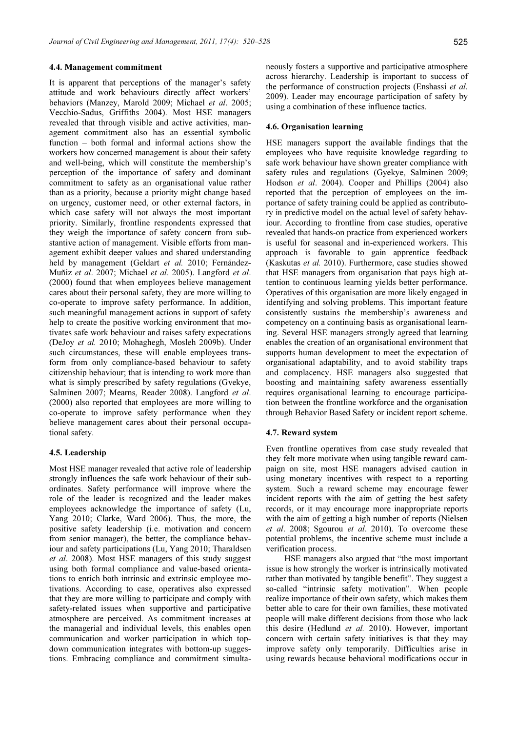### 4.4. Management commitment

It is apparent that perceptions of the manager's safety attitude and work behaviours directly affect workers' behaviors (Manzey, Marold 2009; Michael *et al*. 2005; Vecchio-Sadus, Griffiths 2004). Most HSE managers revealed that through visible and active activities, management commitment also has an essential symbolic function – both formal and informal actions show the workers how concerned management is about their safety and well-being, which will constitute the membership's perception of the importance of safety and dominant commitment to safety as an organisational value rather than as a priority, because a priority might change based on urgency, customer need, or other external factors, in which case safety will not always the most important priority. Similarly, frontline respondents expressed that they weigh the importance of safety concern from substantive action of management. Visible efforts from management exhibit deeper values and shared understanding held by management (Geldart *et al.* 2010; Fernández-Muñiz *et al*. 2007; Michael *et al*. 2005). Langford *et al*. (2000) found that when employees believe management cares about their personal safety, they are more willing to co-operate to improve safety performance. In addition, such meaningful management actions in support of safety help to create the positive working environment that motivates safe work behaviour and raises safety expectations (DeJoy *et al.* 2010; Mohaghegh, Mosleh 2009b). Under such circumstances, these will enable employees transform from only compliance-based behaviour to safety citizenship behaviour; that is intending to work more than what is simply prescribed by safety regulations (Gvekye, Salminen 2007; Mearns, Reader 2008). Langford *et al*. (2000) also reported that employees are more willing to co-operate to improve safety performance when they believe management cares about their personal occupational safety.

### 4.5. Leadership

Most HSE manager revealed that active role of leadership strongly influences the safe work behaviour of their subordinates. Safety performance will improve where the role of the leader is recognized and the leader makes employees acknowledge the importance of safety (Lu, Yang 2010; Clarke, Ward 2006). Thus, the more, the positive safety leadership (i.e. motivation and concern from senior manager), the better, the compliance behaviour and safety participations (Lu, Yang 2010; Tharaldsen *et al*. 2008). Most HSE managers of this study suggest using both formal compliance and value-based orientations to enrich both intrinsic and extrinsic employee motivations. According to case, operatives also expressed that they are more willing to participate and comply with safety-related issues when supportive and participative atmosphere are perceived. As commitment increases at the managerial and individual levels, this enables open communication and worker participation in which top-down communication integrates with bottom-up suggestions. Embracing compliance and commitment simultaneously fosters a supportive and participative atmosphere across hierarchy. Leadership is important to success of the performance of construction projects (Enshassi *et al*. 2009). Leader may encourage participation of safety by using a combination of these influence tactics.

### 4.6. Organisation learning

HSE managers support the available findings that the employees who have requisite knowledge regarding to safe work behaviour have shown greater compliance with safety rules and regulations (Gyekye, Salminen 2009; Hodson *et al*. 2004). Cooper and Phillips (2004) also reported that the perception of employees on the importance of safety training could be applied as contributory in predictive model on the actual level of safety behaviour. According to frontline from case studies, operative revealed that hands-on practice from experienced workers is useful for seasonal and in-experienced workers. This approach is favorable to gain apprentice feedback (Kaskutas *et al.* 2010). Furthermore, case studies showed that HSE managers from organisation that pays high attention to continuous learning yields better performance. Operatives of this organisation are more likely engaged in identifying and solving problems. This important feature consistently sustains the membership's awareness and competency on a continuing basis as organisational learning. Several HSE managers strongly agreed that learning enables the creation of an organisational environment that supports human development to meet the expectation of organisational adaptability, and to avoid stability traps and complacency. HSE managers also suggested that boosting and maintaining safety awareness essentially requires organisational learning to encourage participation between the frontline workforce and the organisation through Behavior Based Safety or incident report scheme.

### 4.7. Reward system

Even frontline operatives from case study revealed that they felt more motivate when using tangible reward campaign on site, most HSE managers advised caution in using monetary incentives with respect to a reporting system. Such a reward scheme may encourage fewer incident reports with the aim of getting the best safety records, or it may encourage more inappropriate reports with the aim of getting a high number of reports (Nielsen *et al*. 2008; Sgourou *et al*. 2010). To overcome these potential problems, the incentive scheme must include a verification process.

HSE managers also argued that "the most important issue is how strongly the worker is intrinsically motivated rather than motivated by tangible benefit". They suggest a so-called "intrinsic safety motivation". When people realize importance of their own safety, which makes them better able to care for their own families, these motivated people will make different decisions from those who lack this desire (Hedlund *et al.* 2010). However, important concern with certain safety initiatives is that they may improve safety only temporarily. Difficulties arise in using rewards because behavioral modifications occur in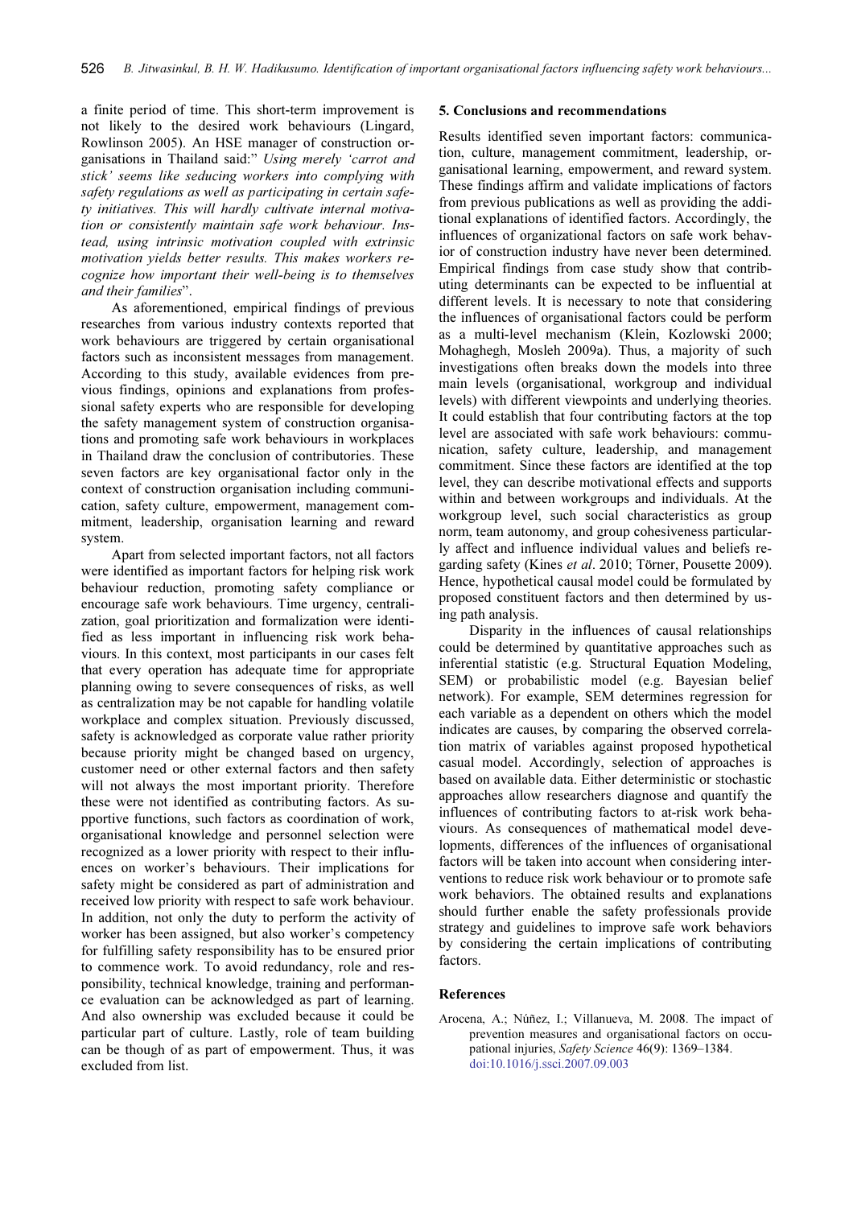a finite period of time. This short-term improvement is not likely to the desired work behaviours (Lingard, Rowlinson 2005). An HSE manager of construction organisations in Thailand said:" *Using merely 'carrot and stick' seems like seducing workers into complying with safety regulations as well as participating in certain safety initiatives. This will hardly cultivate internal motivation or consistently maintain safe work behaviour. Instead, using intrinsic motivation coupled with extrinsic motivation yields better results. This makes workers recognize how important their well-being is to themselves and their families*".

As aforementioned, empirical findings of previous researches from various industry contexts reported that work behaviours are triggered by certain organisational factors such as inconsistent messages from management. According to this study, available evidences from previous findings, opinions and explanations from professional safety experts who are responsible for developing the safety management system of construction organisations and promoting safe work behaviours in workplaces in Thailand draw the conclusion of contributories. These seven factors are key organisational factor only in the context of construction organisation including communication, safety culture, empowerment, management commitment, leadership, organisation learning and reward system.

Apart from selected important factors, not all factors were identified as important factors for helping risk work behaviour reduction, promoting safety compliance or encourage safe work behaviours. Time urgency, centralization, goal prioritization and formalization were identified as less important in influencing risk work behaviours. In this context, most participants in our cases felt that every operation has adequate time for appropriate planning owing to severe consequences of risks, as well as centralization may be not capable for handling volatile workplace and complex situation. Previously discussed, safety is acknowledged as corporate value rather priority because priority might be changed based on urgency, customer need or other external factors and then safety will not always the most important priority. Therefore these were not identified as contributing factors. As supportive functions, such factors as coordination of work, organisational knowledge and personnel selection were recognized as a lower priority with respect to their influences on worker's behaviours. Their implications for safety might be considered as part of administration and received low priority with respect to safe work behaviour. In addition, not only the duty to perform the activity of worker has been assigned, but also worker's competency for fulfilling safety responsibility has to be ensured prior to commence work. To avoid redundancy, role and responsibility, technical knowledge, training and performance evaluation can be acknowledged as part of learning. And also ownership was excluded because it could be particular part of culture. Lastly, role of team building can be though of as part of empowerment. Thus, it was excluded from list.

## 5. Conclusions and recommendations

Results identified seven important factors: communication, culture, management commitment, leadership, organisational learning, empowerment, and reward system. These findings affirm and validate implications of factors from previous publications as well as providing the additional explanations of identified factors. Accordingly, the influences of organizational factors on safe work behavior of construction industry have never been determined. Empirical findings from case study show that contributing determinants can be expected to be influential at different levels. It is necessary to note that considering the influences of organisational factors could be perform as a multi-level mechanism (Klein, Kozlowski 2000; Mohaghegh, Mosleh 2009a). Thus, a majority of such investigations often breaks down the models into three main levels (organisational, workgroup and individual levels) with different viewpoints and underlying theories. It could establish that four contributing factors at the top level are associated with safe work behaviours: communication, safety culture, leadership, and management commitment. Since these factors are identified at the top level, they can describe motivational effects and supports within and between workgroups and individuals. At the workgroup level, such social characteristics as group norm, team autonomy, and group cohesiveness particularly affect and influence individual values and beliefs regarding safety (Kines *et al*. 2010; Törner, Pousette 2009). Hence, hypothetical causal model could be formulated by proposed constituent factors and then determined by using path analysis.

Disparity in the influences of causal relationships could be determined by quantitative approaches such as inferential statistic (e.g. Structural Equation Modeling, SEM) or probabilistic model (e.g. Bayesian belief network). For example, SEM determines regression for each variable as a dependent on others which the model indicates are causes, by comparing the observed correlation matrix of variables against proposed hypothetical casual model. Accordingly, selection of approaches is based on available data. Either deterministic or stochastic approaches allow researchers diagnose and quantify the influences of contributing factors to at-risk work behaviours. As consequences of mathematical model developments, differences of the influences of organisational factors will be taken into account when considering interventions to reduce risk work behaviour or to promote safe work behaviors. The obtained results and explanations should further enable the safety professionals provide strategy and guidelines to improve safe work behaviors by considering the certain implications of contributing factors.

## References

Arocena, A.; Núñez, I.; Villanueva, M. 2008. The impact of prevention measures and organisational factors on occupational injuries, *Safety Science* 46(9): 1369–1384. doi:10.1016/j.ssci.2007.09.003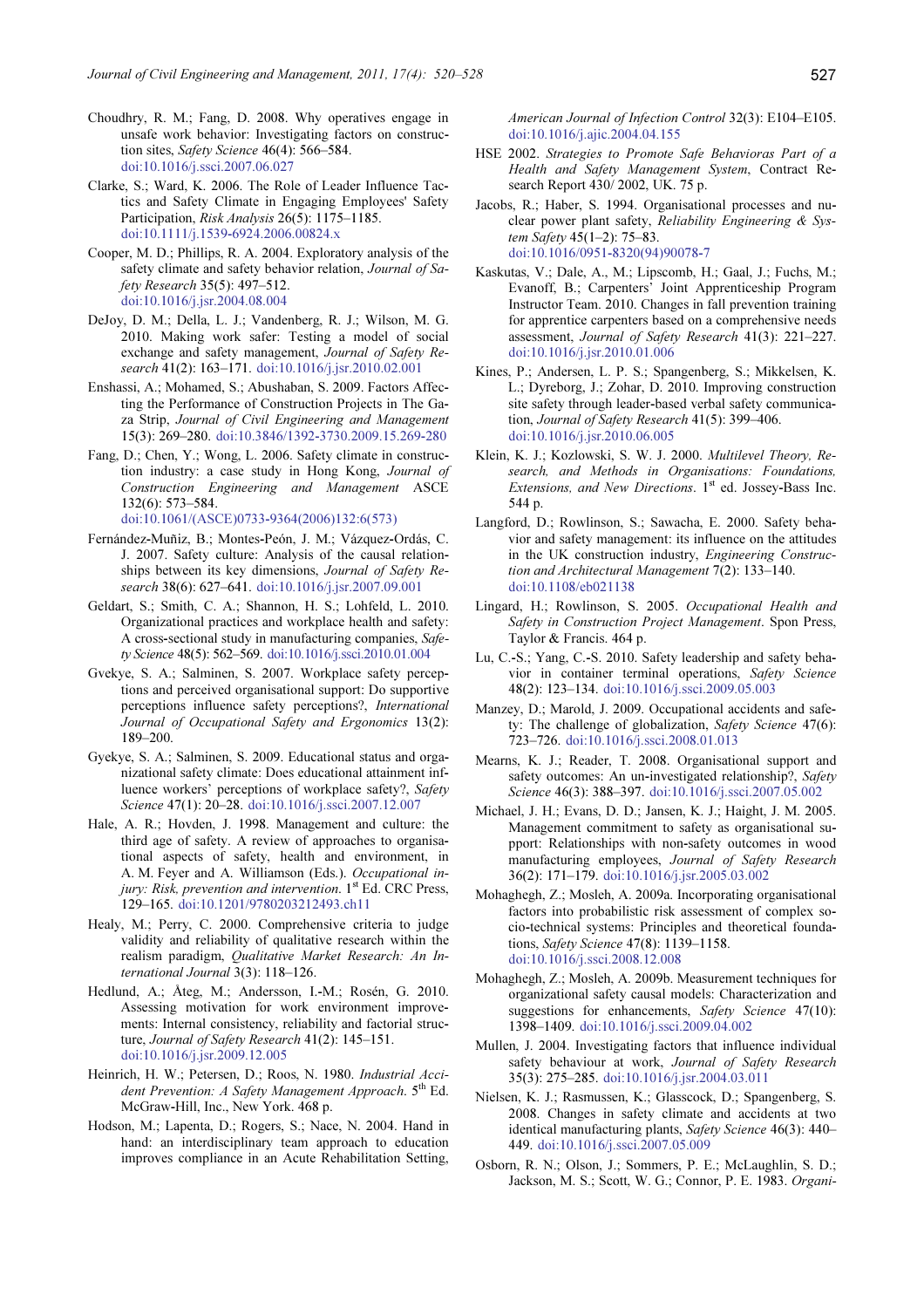Choudhry, R. M.; Fang, D. 2008. Why operatives engage in unsafe work behavior: Investigating factors on construction sites, *Safety Science* 46(4): 566–584. doi:10.1016/j.ssci.2007.06.027

Clarke, S.; Ward, K. 2006. The Role of Leader Influence Tactics and Safety Climate in Engaging Employees' Safety Participation, *Risk Analysis* 26(5): 1175–1185. doi:10.1111/j.1539-6924.2006.00824.x

Cooper, M. D.; Phillips, R. A. 2004. Exploratory analysis of the safety climate and safety behavior relation, *Journal of Safety Research* 35(5): 497–512. doi:10.1016/j.jsr.2004.08.004

DeJoy, D. M.; Della, L. J.; Vandenberg, R. J.; Wilson, M. G. 2010. Making work safer: Testing a model of social exchange and safety management, *Journal of Safety Research* 41(2): 163–171. doi:10.1016/j.jsr.2010.02.001

Enshassi, A.; Mohamed, S.; Abushaban, S. 2009. Factors Affecting the Performance of Construction Projects in The Gaza Strip, *Journal of Civil Engineering and Management* 15(3): 269–280. doi:10.3846/1392-3730.2009.15.269-280

Fang, D.; Chen, Y.; Wong, L. 2006. Safety climate in construction industry: a case study in Hong Kong, *Journal of Construction Engineering and Management* ASCE 132(6): 573–584. doi:10.1061/(ASCE)0733-9364(2006)132:6(573)

Fernández-Muñiz, B.; Montes-Peón, J. M.; Vázquez-Ordás, C. J. 2007. Safety culture: Analysis of the causal relationships between its key dimensions, *Journal of Safety Research* 38(6): 627–641. doi:10.1016/j.jsr.2007.09.001

Geldart, S.; Smith, C. A.; Shannon, H. S.; Lohfeld, L. 2010. Organizational practices and workplace health and safety: A cross-sectional study in manufacturing companies, *Safety Science* 48(5): 562–569. doi:10.1016/j.ssci.2010.01.004

Gyekye, S. A.; Salminen, S. 2007. Workplace safety perceptions and perceived organisational support: Do supportive perceptions influence safety perceptions?, *International Journal of Occupational Safety and Ergonomics* 13(2): 189–200.

Gyekye, S. A.; Salminen, S. 2009. Educational status and organizational safety climate: Does educational attainment influence workers' perceptions of workplace safety?, *Safety Science* 47(1): 20–28. doi:10.1016/j.ssci.2007.12.007

Hale, A. R.; Hovden, J. 1998. Management and culture: the third age of safety. A review of approaches to organisational aspects of safety, health and environment, in A. M. Feyer and A. Williamson (Eds.). *Occupational injury: Risk, prevention and intervention*. 1st Ed. CRC Press, 129–165. doi:10.1201/9780203212493.ch11

Healy, M.; Perry, C. 2000. Comprehensive criteria to judge validity and reliability of qualitative research within the realism paradigm, Qualitative Market Research: An International Journal 3(3): 118–126.

Hedlund, A.; Åteg, M.; Andersson, I.-M.; Rosén, G. 2010. Assessing motivation for work environment improvements: Internal consistency, reliability and factorial structure, *Journal of Safety Research* 41(2): 145–151. doi:10.1016/j.jsr.2009.12.005

Heinrich, H. W.; Petersen, D.; Roos, N. 1980. *Industrial Accident Prevention: A Safety Management Approach*. 5th Ed. McGraw-Hill, Inc., New York. 468 p.

Hodson, M.; Lapenta, D.; Rogers, S.; Nace, N. 2004. Hand in hand: an interdisciplinary team approach to education improves compliance in an Acute Rehabilitation Setting, *American Journal of Infection Control* 32(3): E104–E105. doi:10.1016/j.ajic.2004.04.155

HSE 2002. *Strategies to Promote Safe Behavioras Part of a Health and Safety Management System*, Contract Research Report 430/ 2002, UK. 75 p.

Jacobs, R.; Haber, S. 1994. Organisational processes and nuclear power plant safety, *Reliability Engineering & System Safety* 45(1–2): 75–83. doi:10.1016/0951-8320(94)90078-7

Kaskutas, V.; Dale, A., M.; Lipscomb, H.; Gaal, J.; Fuchs, M.; Evanoff, B.; Carpenters' Joint Apprenticeship Program Instructor Team. 2010. Changes in fall prevention training for apprentice carpenters based on a comprehensive needs assessment, *Journal of Safety Research* 41(3): 221–227. doi:10.1016/j.jsr.2010.01.006

Kines, P.; Andersen, L. P. S.; Spangenberg, S.; Mikkelsen, K. L.; Dyreborg, J.; Zohar, D. 2010. Improving construction site safety through leader-based verbal safety communication, *Journal of Safety Research* 41(5): 399–406. doi:10.1016/j.jsr.2010.06.005

Klein, K. J.; Kozlowski, S. W. J. 2000. *Multilevel Theory, Research, and Methods in Organisations: Foundations, Extensions, and New Directions*. 1st ed. Jossey-Bass Inc. 544 p.

Langford, D.; Rowlinson, S.; Sawacha, E. 2000. Safety behavior and safety management: its influence on the attitudes in the UK construction industry, *Engineering Construction and Architectural Management* 7(2): 133–140. doi:10.1108/eb021138

Lingard, H.; Rowlinson, S. 2005. *Occupational Health and Safety in Construction Project Management*. Spon Press, Taylor & Francis. 464 p.

Lu, C.-S.; Yang, C.-S. 2010. Safety leadership and safety behavior in container terminal operations, *Safety Science* 48(2): 123–134. doi:10.1016/j.ssci.2009.05.003

Manzey, D.; Marold, J. 2009. Occupational accidents and safety: The challenge of globalization, *Safety Science* 47(6): 723–726. doi:10.1016/j.ssci.2008.01.013

Mearns, K. J.; Reader, T. 2008. Organisational support and safety outcomes: An un-investigated relationship?, *Safety Science* 46(3): 388–397. doi:10.1016/j.ssci.2007.05.002

Michael, J. H.; Evans, D. D.; Jansen, K. J.; Haight, J. M. 2005. Management commitment to safety as organisational support: Relationships with non-safety outcomes in wood manufacturing employees, *Journal of Safety Research* 36(2): 171–179. doi:10.1016/j.jsr.2005.03.002

Mohaghegh, Z.; Mosleh, A. 2009a. Incorporating organisational factors into probabilistic risk assessment of complex socio-technical systems: Principles and theoretical foundations, *Safety Science* 47(8): 1139–1158. doi:10.1016/j.ssci.2008.12.008

Mohaghegh, Z.; Mosleh, A. 2009b. Measurement techniques for organizational safety causal models: Characterization and suggestions for enhancements, *Safety Science* 47(10): 1398–1409. doi:10.1016/j.ssci.2009.04.002

Mullen, J. 2004. Investigating factors that influence individual safety behaviour at work, *Journal of Safety Research* 35(3): 275–285. doi:10.1016/j.jsr.2004.03.011

Nielsen, K. J.; Rasmussen, K.; Glasscock, D.; Spangenberg, S. 2008. Changes in safety climate and accidents at two identical manufacturing plants, *Safety Science* 46(3): 440–449. doi:10.1016/j.ssci.2007.05.009

Osborn, R. N.; Olson, J.; Sommers, P. E.; McLaughlin, S. D.; Jackson, M. S.; Scott, W. G.; Connor, P. E. 1983. *Organi-*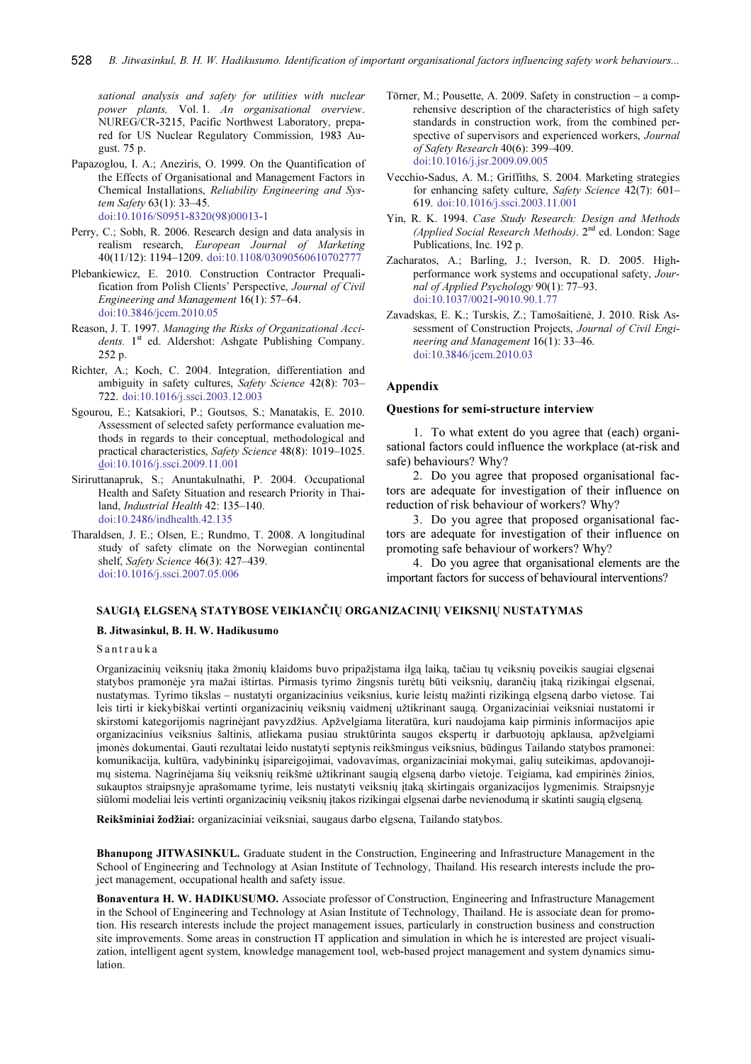*sational analysis and safety for utilities with nuclear power plants,* Vol. 1. *An organisational overview*. NUREG/CR-3215, Pacific Northwest Laboratory, prepared for US Nuclear Regulatory Commission, 1983 August. 75 p.

Papazoglou, I. A.; Aneziris, O. 1999. On the Quantification of the Effects of Organisational and Management Factors in Chemical Installations, *Reliability Engineering and System Safety* 63(1): 33–45. doi:10.1016/S0951-8320(98)00013-1

Perry, C.; Sobh, R. 2006. Research design and data analysis in realism research, *European Journal of Marketing* 40(11/12): 1194–1209. doi:10.1108/03090560610702777

Plebankiewicz, E. 2010. Construction Contractor Prequalification from Polish Clients' Perspective, *Journal of Civil Engineering and Management* 16(1): 57–64. doi:10.3846/jcem.2010.05

Reason, J. T. 1997. *Managing the Risks of Organizational Accidents.* 1st ed. Aldershot: Ashgate Publishing Company. 252 p.

Richter, A.; Koch, C. 2004. Integration, differentiation and ambiguity in safety cultures, *Safety Science* 42(8): 703–722. doi:10.1016/j.ssci.2003.12.003

Sgourou, E.; Katsakiori, P.; Goutsos, S.; Manatakis, E. 2010. Assessment of selected safety performance evaluation methods in regards to their conceptual, methodological and practical characteristics, *Safety Science* 48(8): 1019–1025. doi:10.1016/j.ssci.2009.11.001

Siriruttanapruk, S.; Anuntakulnathi, P. 2004. Occupational Health and Safety Situation and research Priority in Thailand, *Industrial Health* 42: 135–140. doi:10.2486/indhealth.42.135

Tharaldsen, J. E.; Olsen, E.; Rundmo, T. 2008. A longitudinal study of safety climate on the Norwegian continental shelf, *Safety Science* 46(3): 427–439. doi:10.1016/j.ssci.2007.05.006

Törner, M.; Pousette, A. 2009. Safety in construction – a comprehensive description of the characteristics of high safety standards in construction work, from the combined perspective of supervisors and experienced workers, *Journal of Safety Research* 40(6): 399–409. doi:10.1016/j.jsr.2009.09.005

Vecchio-Sadus, A. M.; Griffiths, S. 2004. Marketing strategies for enhancing safety culture, *Safety Science* 42(7): 601–619. doi:10.1016/j.ssci.2003.11.001

Yin, R. K. 1994. *Case Study Research: Design and Methods (Applied Social Research Methods)*. 2nd ed. London: Sage Publications, Inc. 192 p.

Zacharatos, A.; Barling, J.; Iverson, R. D. 2005. High-performance work systems and occupational safety, *Journal of Applied Psychology* 90(1): 77–93. doi:10.1037/0021-9010.90.1.77

Zavadskas, E. K.; Turskis, Z.; Tamošaitienė, J. 2010. Risk Assessment of Construction Projects, *Journal of Civil Engineering and Management* 16(1): 33–46. doi:10.3846/jcem.2010.03

## Appendix

### Questions for semi-structure interview

1. To what extent do you agree that (each) organisational factors could influence the workplace (at-risk and safe) behaviours? Why?
2. Do you agree that proposed organisational factors are adequate for investigation of their influence on reduction of risk behaviour of workers? Why?
3. Do you agree that proposed organisational factors are adequate for investigation of their influence on promoting safe behaviour of workers? Why?
4. Do you agree that organisational elements are the important factors for success of behavioural interventions?

## SAUGIĄ ELGSENĄ STATYBOSE VEIKIANČIŲ ORGANIZACINIŲ VEIKSNIŲ NUSTATYMAS

**B. Jitwasinkul, B. H. W. Hadikusumo**

Santrauka

Organizacinių veiksnių įtaka žmonių klaidoms buvo pripažįstama ilgą laiką, tačiau tų veiksnių poveikis saugiai elgsenai statybos pramonėje yra mažai ištirtas. Pirmasis tyrimo žingsnis turėtų būti veiksnių, darančių įtaką rizikingai elgsenai, nustatymas. Tyrimo tikslas – nustatyti organizacinius veiksnius, kurie leistų mažinti rizikingą elgseną darbo vietose. Tai leis tirti ir kiekybiškai vertinti organizacinių veiksnių vaidmenį užtikrinant saugą. Organizaciniai veiksniai nustatomi ir skirstomi kategorijomis nagrinėjant pavyzdžius. Apžvelgiama literatūra, kuri naudojama kaip pirminis informacijos apie organizacinius veiksnius šaltinis, atliekama pusiau struktūrinta saugos ekspertų ir darbuotojų apklausa, apžvelgiami įmonės dokumentai. Gauti rezultatai leido nustatyti septynis reikšmingus veiksnius, būdingus Tailando statybos pramonei: komunikacija, kultūra, vadybininkų įsipareigojimai, vadovavimas, organizaciniai mokymai, galių suteikimas, apdovanojimų sistema. Nagrinėjama šių veiksnių reikšmė užtikrinant saugią elgseną darbo vietoje. Teigiama, kad empirinės žinios, sukauptos straipsnyje aprašomame tyrime, leis nustatyti veiksnių įtaką skirtingais organizacijos lygmenimis. Straipsnyje siūlomi modeliai leis vertinti organizacinių veiksnių įtakos rizikingai elgsenai darbe nevienodumą ir skatinti saugią elgseną.

**Reikšminiai žodžiai:** organizaciniai veiksniai, saugaus darbo elgsena, Tailando statybos.

**Bhanupong JITWASINKUL.** Graduate student in the Construction, Engineering and Infrastructure Management in the School of Engineering and Technology at Asian Institute of Technology, Thailand. His research interests include the project management, occupational health and safety issue.

**Bonaventura H. W. HADIKUSUMO.** Associate professor of Construction, Engineering and Infrastructure Management in the School of Engineering and Technology at Asian Institute of Technology, Thailand. He is associate dean for promotion. His research interests include the project management issues, particularly in construction business and construction site improvements. Some areas in construction IT application and simulation in which he is interested are project visualization, intelligent agent system, knowledge management tool, web-based project management and system dynamics simulation.